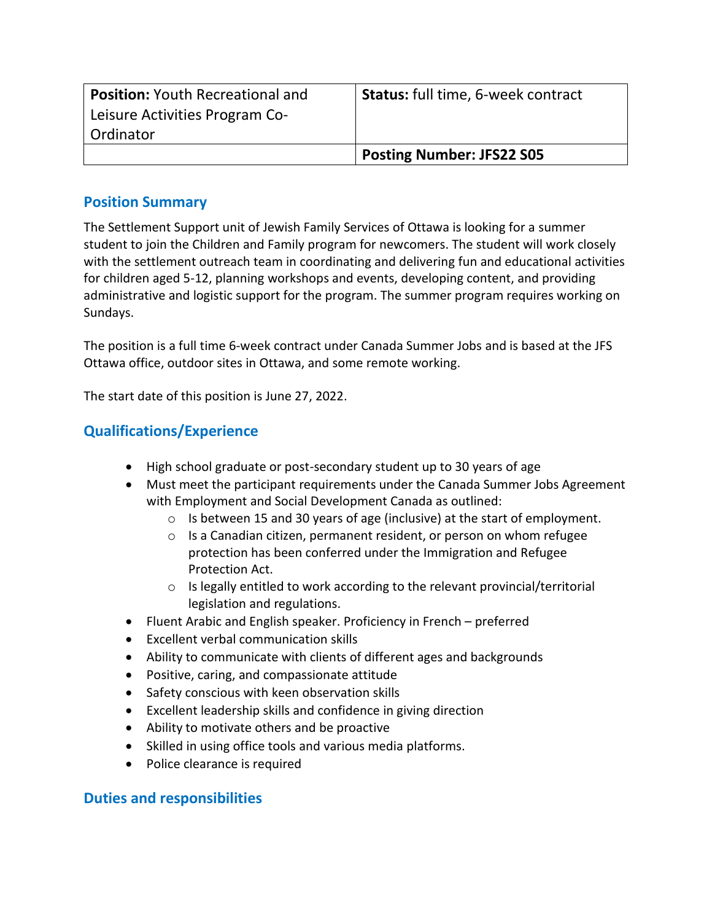| **Position:** Youth Recreational and Leisure Activities Program Co-Ordinator | **Status:** full time, 6-week contract |
| --- | --- |
| | **Posting Number: JFS22 S05** |

## Position Summary

The Settlement Support unit of Jewish Family Services of Ottawa is looking for a summer student to join the Children and Family program for newcomers. The student will work closely with the settlement outreach team in coordinating and delivering fun and educational activities for children aged 5-12, planning workshops and events, developing content, and providing administrative and logistic support for the program. The summer program requires working on Sundays.

The position is a full time 6-week contract under Canada Summer Jobs and is based at the JFS Ottawa office, outdoor sites in Ottawa, and some remote working.

The start date of this position is June 27, 2022.

## Qualifications/Experience

- High school graduate or post-secondary student up to 30 years of age
- Must meet the participant requirements under the Canada Summer Jobs Agreement with Employment and Social Development Canada as outlined:
    - Is between 15 and 30 years of age (inclusive) at the start of employment.
    - Is a Canadian citizen, permanent resident, or person on whom refugee protection has been conferred under the Immigration and Refugee Protection Act.
    - Is legally entitled to work according to the relevant provincial/territorial legislation and regulations.
- Fluent Arabic and English speaker. Proficiency in French – preferred
- Excellent verbal communication skills
- Ability to communicate with clients of different ages and backgrounds
- Positive, caring, and compassionate attitude
- Safety conscious with keen observation skills
- Excellent leadership skills and confidence in giving direction
- Ability to motivate others and be proactive
- Skilled in using office tools and various media platforms.
- Police clearance is required

## Duties and responsibilities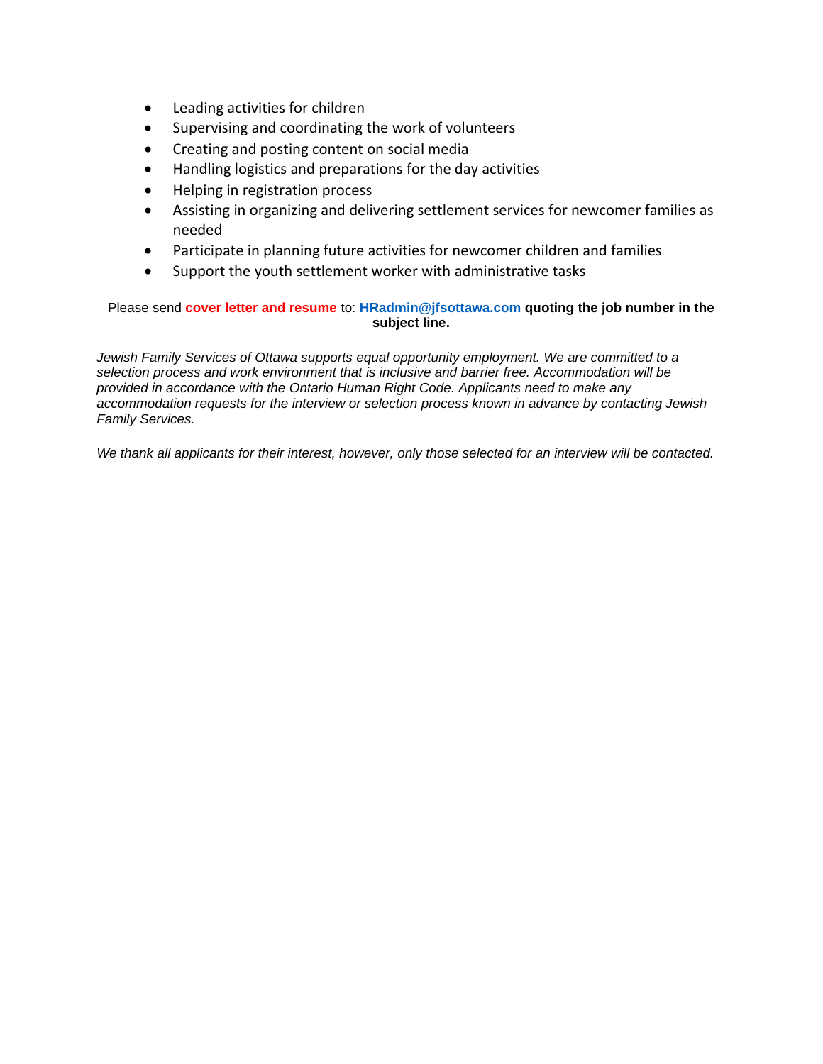- Leading activities for children
- Supervising and coordinating the work of volunteers
- Creating and posting content on social media
- Handling logistics and preparations for the day activities
- Helping in registration process
- Assisting in organizing and delivering settlement services for newcomer families as needed
- Participate in planning future activities for newcomer children and families
- Support the youth settlement worker with administrative tasks

Please send **cover letter and resume** to: **HRadmin@jfsottawa.com** **quoting the job number in the subject line.**

*Jewish Family Services of Ottawa supports equal opportunity employment. We are committed to a selection process and work environment that is inclusive and barrier free. Accommodation will be provided in accordance with the Ontario Human Right Code. Applicants need to make any accommodation requests for the interview or selection process known in advance by contacting Jewish Family Services.*

*We thank all applicants for their interest, however, only those selected for an interview will be contacted.*